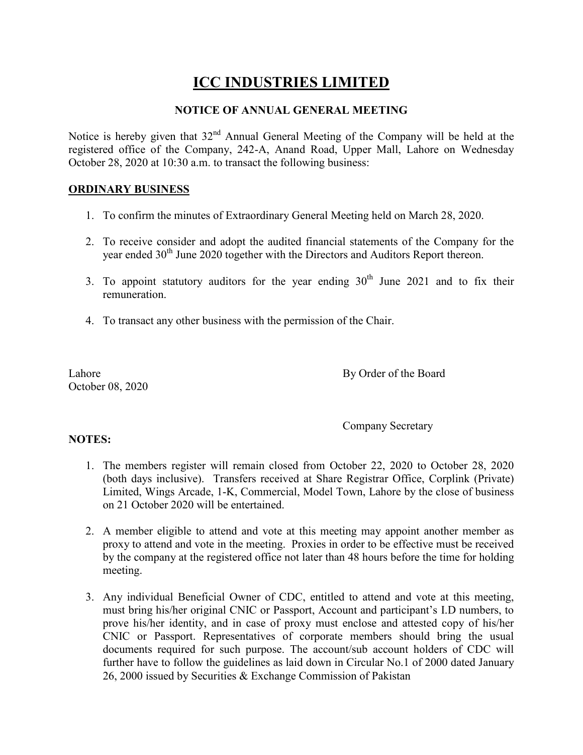# ICC INDUSTRIES LIMITED

## NOTICE OF ANNUAL GENERAL MEETING

Notice is hereby given that 32nd Annual General Meeting of the Company will be held at the registered office of the Company, 242-A, Anand Road, Upper Mall, Lahore on Wednesday October 28, 2020 at 10:30 a.m. to transact the following business:

**ORDINARY BUSINESS**

1. To confirm the minutes of Extraordinary General Meeting held on March 28, 2020.
2. To receive consider and adopt the audited financial statements of the Company for the year ended 30th June 2020 together with the Directors and Auditors Report thereon.
3. To appoint statutory auditors for the year ending 30th June 2021 and to fix their remuneration.
4. To transact any other business with the permission of the Chair.

Lahore
October 08, 2020

By Order of the Board

Company Secretary

**NOTES:**

1. The members register will remain closed from October 22, 2020 to October 28, 2020 (both days inclusive). Transfers received at Share Registrar Office, Corplink (Private) Limited, Wings Arcade, 1-K, Commercial, Model Town, Lahore by the close of business on 21 October 2020 will be entertained.
2. A member eligible to attend and vote at this meeting may appoint another member as proxy to attend and vote in the meeting. Proxies in order to be effective must be received by the company at the registered office not later than 48 hours before the time for holding meeting.
3. Any individual Beneficial Owner of CDC, entitled to attend and vote at this meeting, must bring his/her original CNIC or Passport, Account and participant's I.D numbers, to prove his/her identity, and in case of proxy must enclose and attested copy of his/her CNIC or Passport. Representatives of corporate members should bring the usual documents required for such purpose. The account/sub account holders of CDC will further have to follow the guidelines as laid down in Circular No.1 of 2000 dated January 26, 2000 issued by Securities & Exchange Commission of Pakistan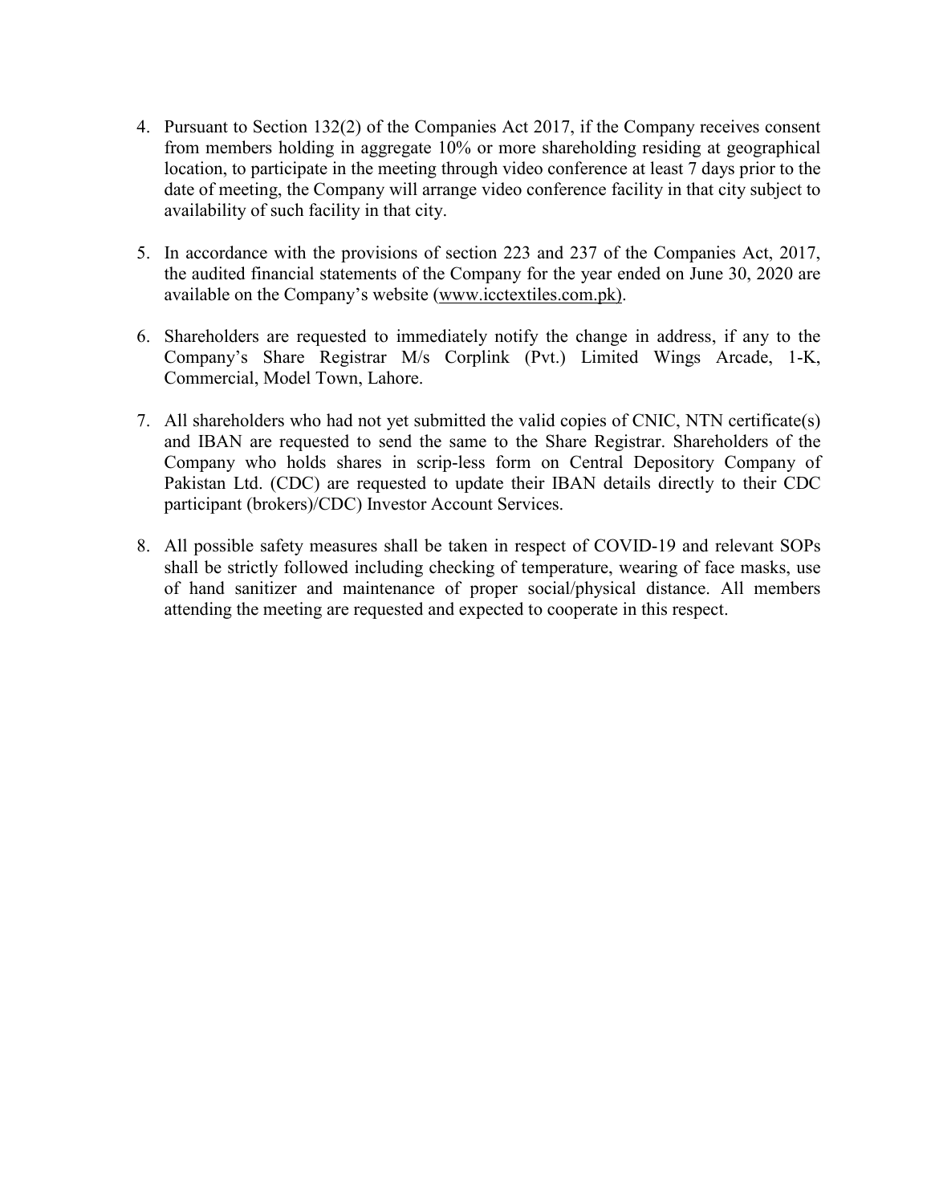4. Pursuant to Section 132(2) of the Companies Act 2017, if the Company receives consent from members holding in aggregate 10% or more shareholding residing at geographical location, to participate in the meeting through video conference at least 7 days prior to the date of meeting, the Company will arrange video conference facility in that city subject to availability of such facility in that city.

5. In accordance with the provisions of section 223 and 237 of the Companies Act, 2017, the audited financial statements of the Company for the year ended on June 30, 2020 are available on the Company's website (www.icctextiles.com.pk).

6. Shareholders are requested to immediately notify the change in address, if any to the Company's Share Registrar M/s Corplink (Pvt.) Limited Wings Arcade, 1-K, Commercial, Model Town, Lahore.

7. All shareholders who had not yet submitted the valid copies of CNIC, NTN certificate(s) and IBAN are requested to send the same to the Share Registrar. Shareholders of the Company who holds shares in scrip-less form on Central Depository Company of Pakistan Ltd. (CDC) are requested to update their IBAN details directly to their CDC participant (brokers)/CDC) Investor Account Services.

8. All possible safety measures shall be taken in respect of COVID-19 and relevant SOPs shall be strictly followed including checking of temperature, wearing of face masks, use of hand sanitizer and maintenance of proper social/physical distance. All members attending the meeting are requested and expected to cooperate in this respect.